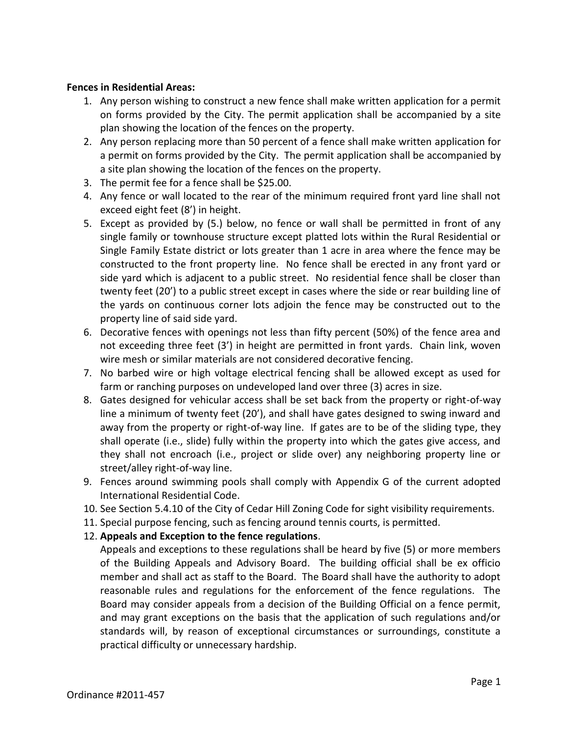**Fences in Residential Areas:**

1. Any person wishing to construct a new fence shall make written application for a permit on forms provided by the City. The permit application shall be accompanied by a site plan showing the location of the fences on the property.
2. Any person replacing more than 50 percent of a fence shall make written application for a permit on forms provided by the City. The permit application shall be accompanied by a site plan showing the location of the fences on the property.
3. The permit fee for a fence shall be $25.00.
4. Any fence or wall located to the rear of the minimum required front yard line shall not exceed eight feet (8') in height.
5. Except as provided by (5.) below, no fence or wall shall be permitted in front of any single family or townhouse structure except platted lots within the Rural Residential or Single Family Estate district or lots greater than 1 acre in area where the fence may be constructed to the front property line. No fence shall be erected in any front yard or side yard which is adjacent to a public street. No residential fence shall be closer than twenty feet (20') to a public street except in cases where the side or rear building line of the yards on continuous corner lots adjoin the fence may be constructed out to the property line of said side yard.
6. Decorative fences with openings not less than fifty percent (50%) of the fence area and not exceeding three feet (3') in height are permitted in front yards. Chain link, woven wire mesh or similar materials are not considered decorative fencing.
7. No barbed wire or high voltage electrical fencing shall be allowed except as used for farm or ranching purposes on undeveloped land over three (3) acres in size.
8. Gates designed for vehicular access shall be set back from the property or right-of-way line a minimum of twenty feet (20'), and shall have gates designed to swing inward and away from the property or right-of-way line. If gates are to be of the sliding type, they shall operate (i.e., slide) fully within the property into which the gates give access, and they shall not encroach (i.e., project or slide over) any neighboring property line or street/alley right-of-way line.
9. Fences around swimming pools shall comply with Appendix G of the current adopted International Residential Code.
10. See Section 5.4.10 of the City of Cedar Hill Zoning Code for sight visibility requirements.
11. Special purpose fencing, such as fencing around tennis courts, is permitted.
12. **Appeals and Exception to the fence regulations**.
    Appeals and exceptions to these regulations shall be heard by five (5) or more members of the Building Appeals and Advisory Board. The building official shall be ex officio member and shall act as staff to the Board. The Board shall have the authority to adopt reasonable rules and regulations for the enforcement of the fence regulations. The Board may consider appeals from a decision of the Building Official on a fence permit, and may grant exceptions on the basis that the application of such regulations and/or standards will, by reason of exceptional circumstances or surroundings, constitute a practical difficulty or unnecessary hardship.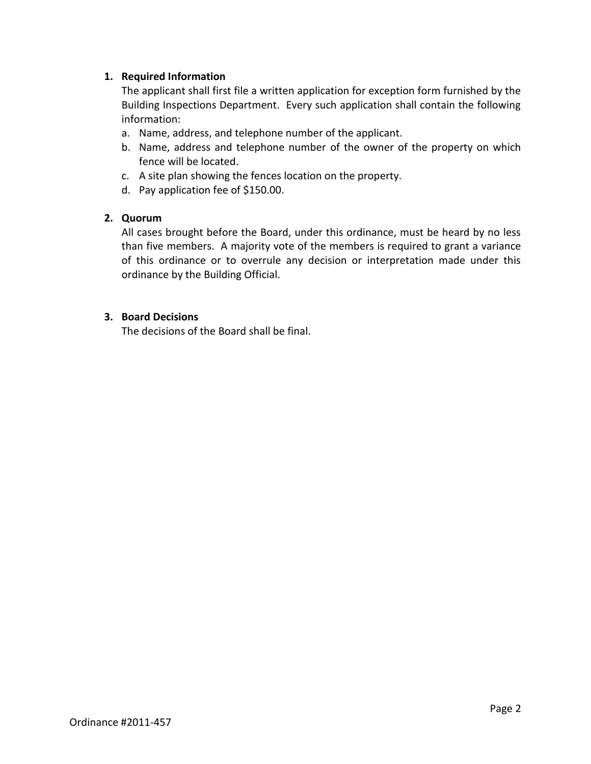1. **Required Information**
   The applicant shall first file a written application for exception form furnished by the Building Inspections Department. Every such application shall contain the following information:
   a. Name, address, and telephone number of the applicant.
   b. Name, address and telephone number of the owner of the property on which fence will be located.
   c. A site plan showing the fences location on the property.
   d. Pay application fee of $150.00.

2. **Quorum**
   All cases brought before the Board, under this ordinance, must be heard by no less than five members. A majority vote of the members is required to grant a variance of this ordinance or to overrule any decision or interpretation made under this ordinance by the Building Official.

3. **Board Decisions**
   The decisions of the Board shall be final.